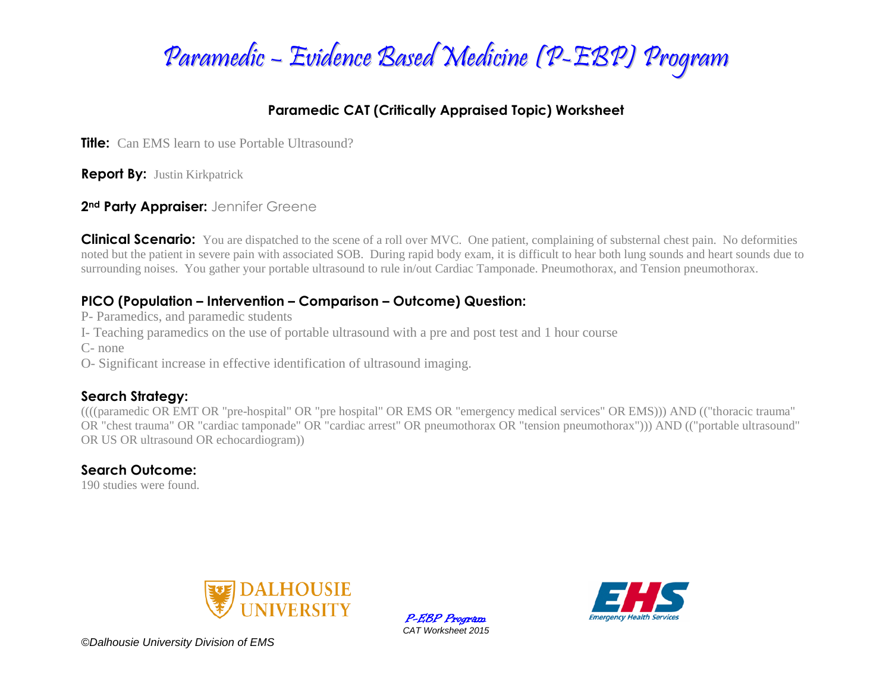# Paramedic – Evidence Based Medicine (P-EBP) Program

## Paramedic CAT (Critically Appraised Topic) Worksheet

**Title:** Can EMS learn to use Portable Ultrasound?

**Report By:** Justin Kirkpatrick

**2nd Party Appraiser:** Jennifer Greene

**Clinical Scenario:** You are dispatched to the scene of a roll over MVC. One patient, complaining of substernal chest pain. No deformities noted but the patient in severe pain with associated SOB. During rapid body exam, it is difficult to hear both lung sounds and heart sounds due to surrounding noises. You gather your portable ultrasound to rule in/out Cardiac Tamponade. Pneumothorax, and Tension pneumothorax.

### PICO (Population – Intervention – Comparison – Outcome) Question:

P- Paramedics, and paramedic students

I- Teaching paramedics on the use of portable ultrasound with a pre and post test and 1 hour course

C- none

O- Significant increase in effective identification of ultrasound imaging.

### Search Strategy:

((((paramedic OR EMT OR "pre-hospital" OR "pre hospital" OR EMS OR "emergency medical services" OR EMS))) AND (("thoracic trauma" OR "chest trauma" OR "cardiac tamponade" OR "cardiac arrest" OR pneumothorax OR "tension pneumothorax"))) AND (("portable ultrasound" OR US OR ultrasound OR echocardiogram))

### Search Outcome:

190 studies were found.

P-EBP Program
CAT Worksheet 2015

©Dalhousie University Division of EMS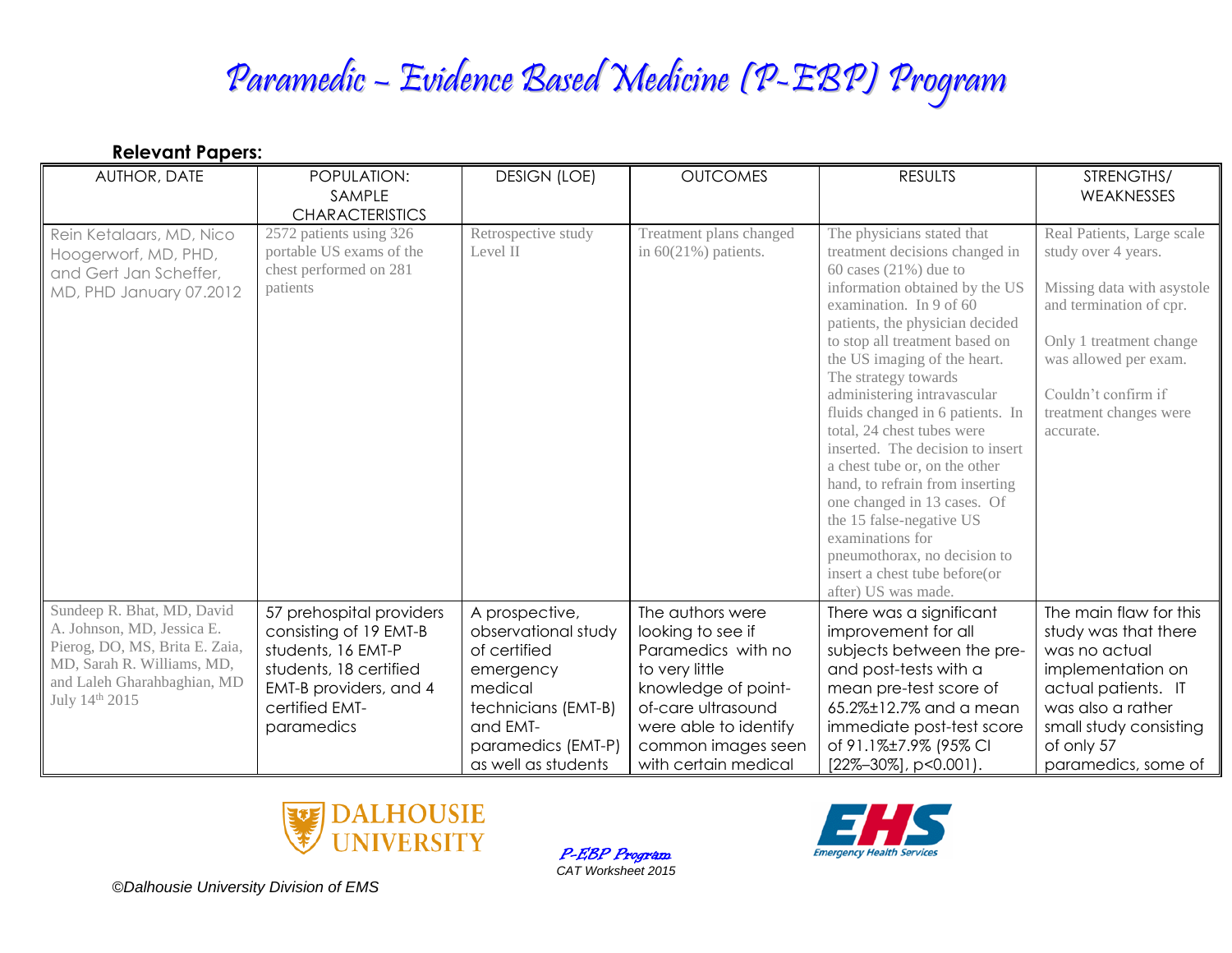# Paramedic – Evidence Based Medicine (P-EBP) Program

**Relevant Papers:**

| AUTHOR, DATE | POPULATION: SAMPLE CHARACTERISTICS | DESIGN (LOE) | OUTCOMES | RESULTS | STRENGTHS/ WEAKNESSES |
|---|---|---|---|---|---|
| Rein Ketalaars, MD, Nico Hoogerworf, MD, PHD, and Gert Jan Scheffer, MD, PHD January 07.2012 | 2572 patients using 326 portable US exams of the chest performed on 281 patients | Retrospective study Level II | Treatment plans changed in 60(21%) patients. | The physicians stated that treatment decisions changed in 60 cases (21%) due to information obtained by the US examination. In 9 of 60 patients, the physician decided to stop all treatment based on the US imaging of the heart. The strategy towards administering intravascular fluids changed in 6 patients. In total, 24 chest tubes were inserted. The decision to insert a chest tube or, on the other hand, to refrain from inserting one changed in 13 cases. Of the 15 false-negative US examinations for pneumothorax, no decision to insert a chest tube before(or after) US was made. | Real Patients, Large scale study over 4 years.<br><br>Missing data with asystole and termination of cpr.<br><br>Only 1 treatment change was allowed per exam.<br><br>Couldn't confirm if treatment changes were accurate. |
| Sundeep R. Bhat, MD, David A. Johnson, MD, Jessica E. Pierog, DO, MS, Brita E. Zaia, MD, Sarah R. Williams, MD, and Laleh Gharahbaghian, MD July 14th 2015 | 57 prehospital providers consisting of 19 EMT-B students, 16 EMT-P students, 18 certified EMT-B providers, and 4 certified EMT-paramedics | A prospective, observational study of certified emergency medical technicians (EMT-B) and EMT-paramedics (EMT-P) as well as students | The authors were looking to see if Paramedics with no to very little knowledge of point-of-care ultrasound were able to identify common images seen with certain medical | There was a significant improvement for all subjects between the pre- and post-tests with a mean pre-test score of 65.2%±12.7% and a mean immediate post-test score of 91.1%±7.9% (95% CI [22%–30%], $p<0.001$). | The main flaw for this study was that there was no actual implementation on actual patients. IT was also a rather small study consisting of only 57 paramedics, some of |

*P-EBP Program*
CAT Worksheet 2015

©Dalhousie University Division of EMS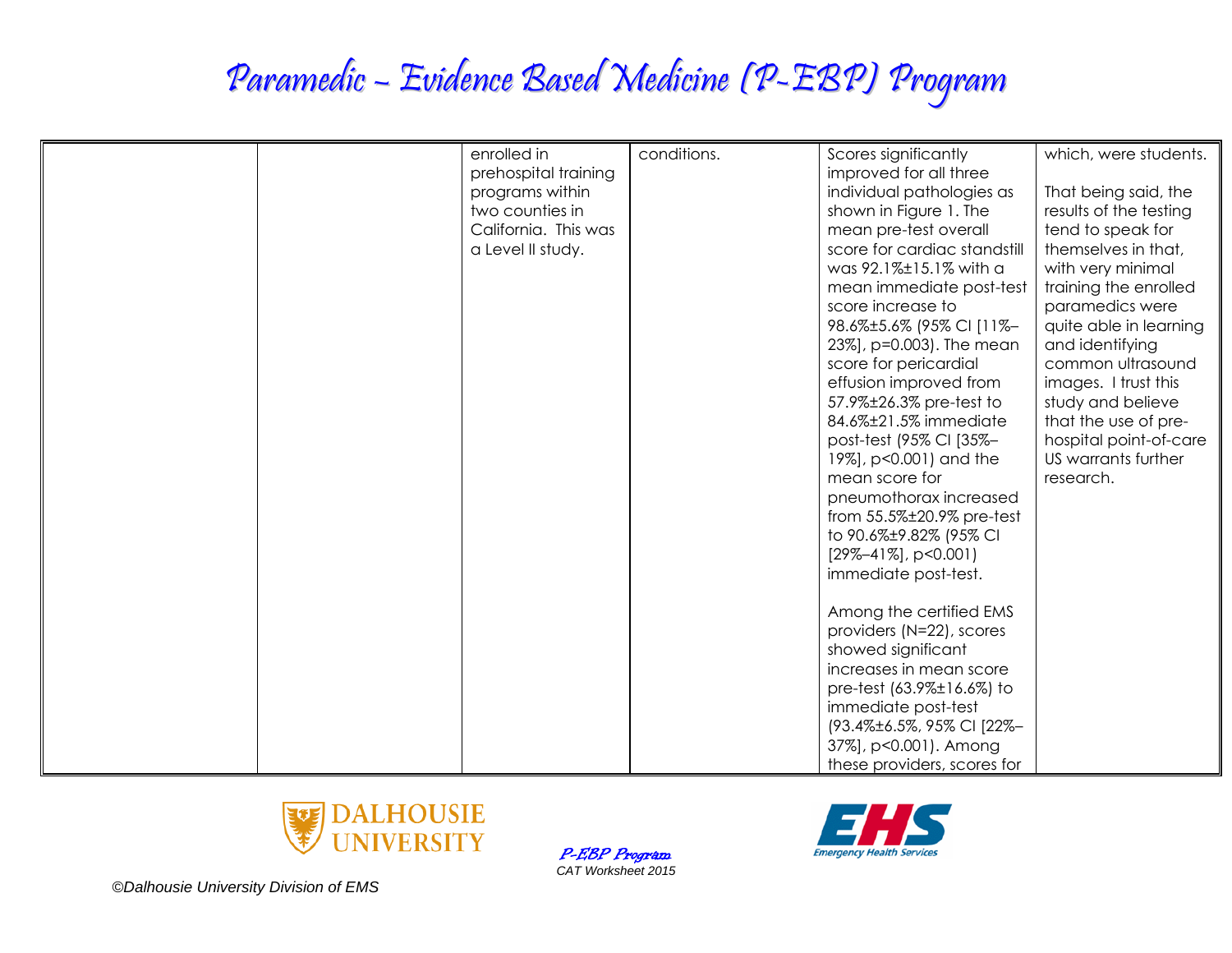# Paramedic – Evidence Based Medicine (P-EBP) Program

| | | | | | |
|---|---|---|---|---|---|
| | | enrolled in prehospital training programs within two counties in California. This was a Level II study. | conditions. | Scores significantly improved for all three individual pathologies as shown in Figure 1. The mean pre-test overall score for cardiac standstill was 92.1%±15.1% with a mean immediate post-test score increase to 98.6%±5.6% (95% CI [11%–23%], p=0.003). The mean score for pericardial effusion improved from 57.9%±26.3% pre-test to 84.6%±21.5% immediate post-test (95% CI [35%–19%], p<0.001) and the mean score for pneumothorax increased from 55.5%±20.9% pre-test to 90.6%±9.82% (95% CI [29%–41%], p<0.001) immediate post-test.<br><br>Among the certified EMS providers (N=22), scores showed significant increases in mean score pre-test (63.9%±16.6%) to immediate post-test (93.4%±6.5%, 95% CI [22%–37%], p<0.001). Among these providers, scores for | which, were students.<br><br>That being said, the results of the testing tend to speak for themselves in that, with very minimal training the enrolled paramedics were quite able in learning and identifying common ultrasound images. I trust this study and believe that the use of pre-hospital point-of-care US warrants further research. |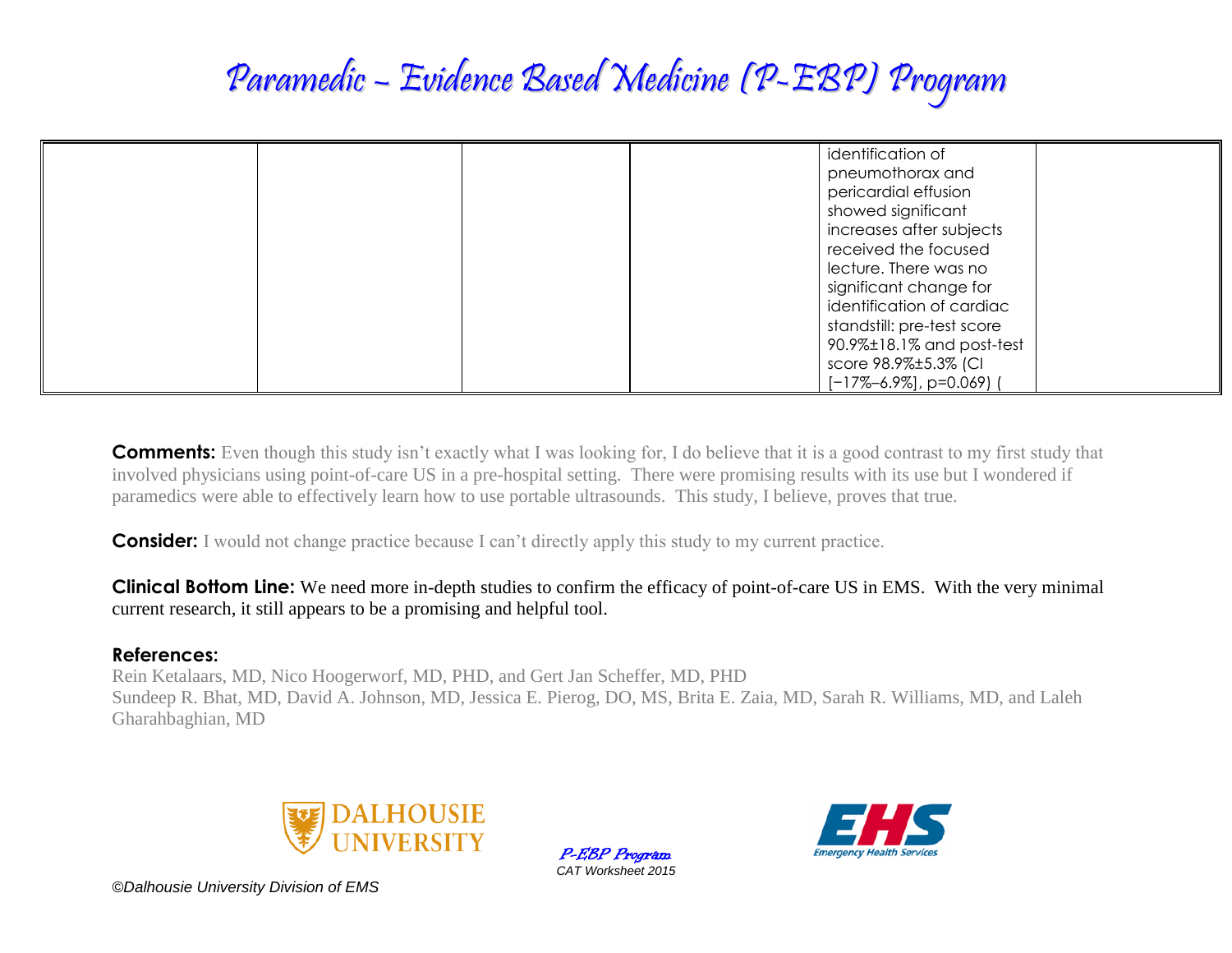| | | | | | |
|---|---|---|---|---|---|
| | | | | identification of pneumothorax and pericardial effusion showed significant increases after subjects received the focused lecture. There was no significant change for identification of cardiac standstill: pre-test score 90.9%±18.1% and post-test score 98.9%±5.3% (CI [−17%–6.9%], p=0.069) ( | |

**Comments:** Even though this study isn't exactly what I was looking for, I do believe that it is a good contrast to my first study that involved physicians using point-of-care US in a pre-hospital setting. There were promising results with its use but I wondered if paramedics were able to effectively learn how to use portable ultrasounds. This study, I believe, proves that true.

**Consider:** I would not change practice because I can't directly apply this study to my current practice.

**Clinical Bottom Line:** We need more in-depth studies to confirm the efficacy of point-of-care US in EMS. With the very minimal current research, it still appears to be a promising and helpful tool.

**References:**

Rein Ketalaars, MD, Nico Hoogerworf, MD, PHD, and Gert Jan Scheffer, MD, PHD

Sundeep R. Bhat, MD, David A. Johnson, MD, Jessica E. Pierog, DO, MS, Brita E. Zaia, MD, Sarah R. Williams, MD, and Laleh Gharahbaghian, MD